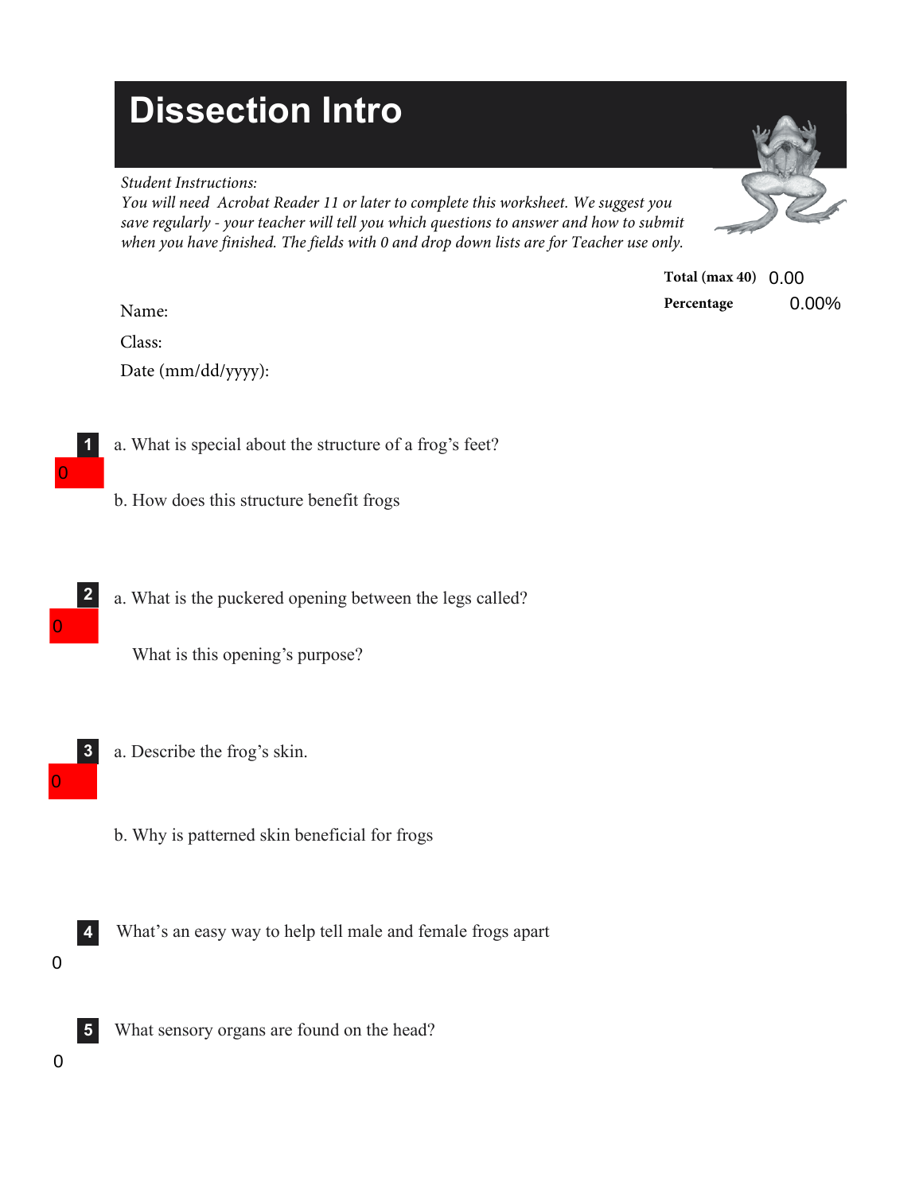# Dissection Intro

*Student Instructions:*
*You will need Acrobat Reader 11 or later to complete this worksheet. We suggest you save regularly - your teacher will tell you which questions to answer and how to submit when you have finished. The fields with 0 and drop down lists are for Teacher use only.*

**Total (max 40)** 0.00

**Percentage** 0.00%

Name:

Class:

Date (mm/dd/yyyy):

**1**

0

a. What is special about the structure of a frog's feet?

b. How does this structure benefit frogs

**2**

0

a. What is the puckered opening between the legs called?

What is this opening's purpose?

**3**

0

a. Describe the frog's skin.

b. Why is patterned skin beneficial for frogs

**4**

0

What's an easy way to help tell male and female frogs apart

**5**

0

What sensory organs are found on the head?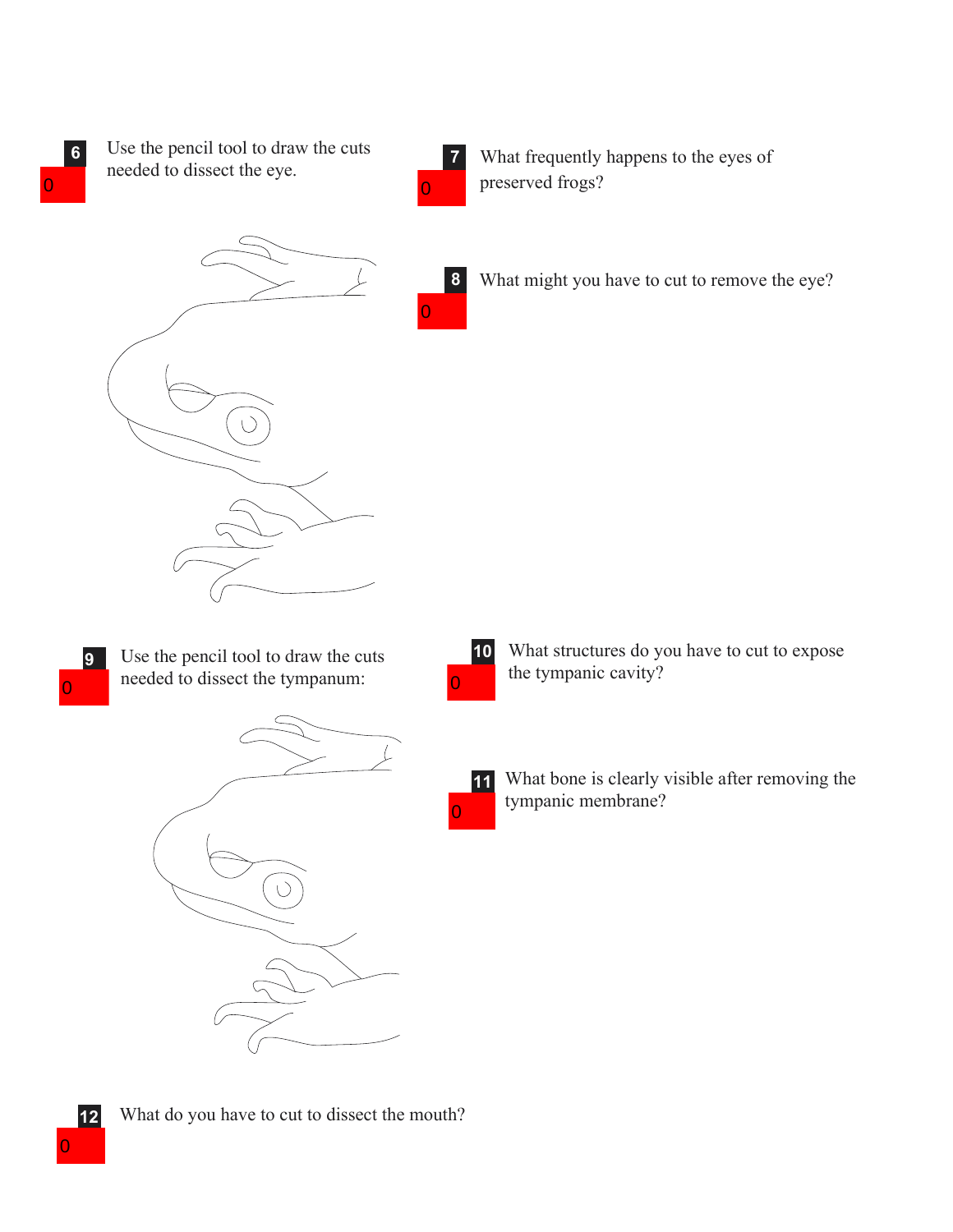**6** Use the pencil tool to draw the cuts needed to dissect the eye.

0

**7** What frequently happens to the eyes of preserved frogs?

0

**8** What might you have to cut to remove the eye?

0

**9** Use the pencil tool to draw the cuts needed to dissect the tympanum:

0

**10** What structures do you have to cut to expose the tympanic cavity?

0

**11** What bone is clearly visible after removing the tympanic membrane?

0

**12** What do you have to cut to dissect the mouth?

0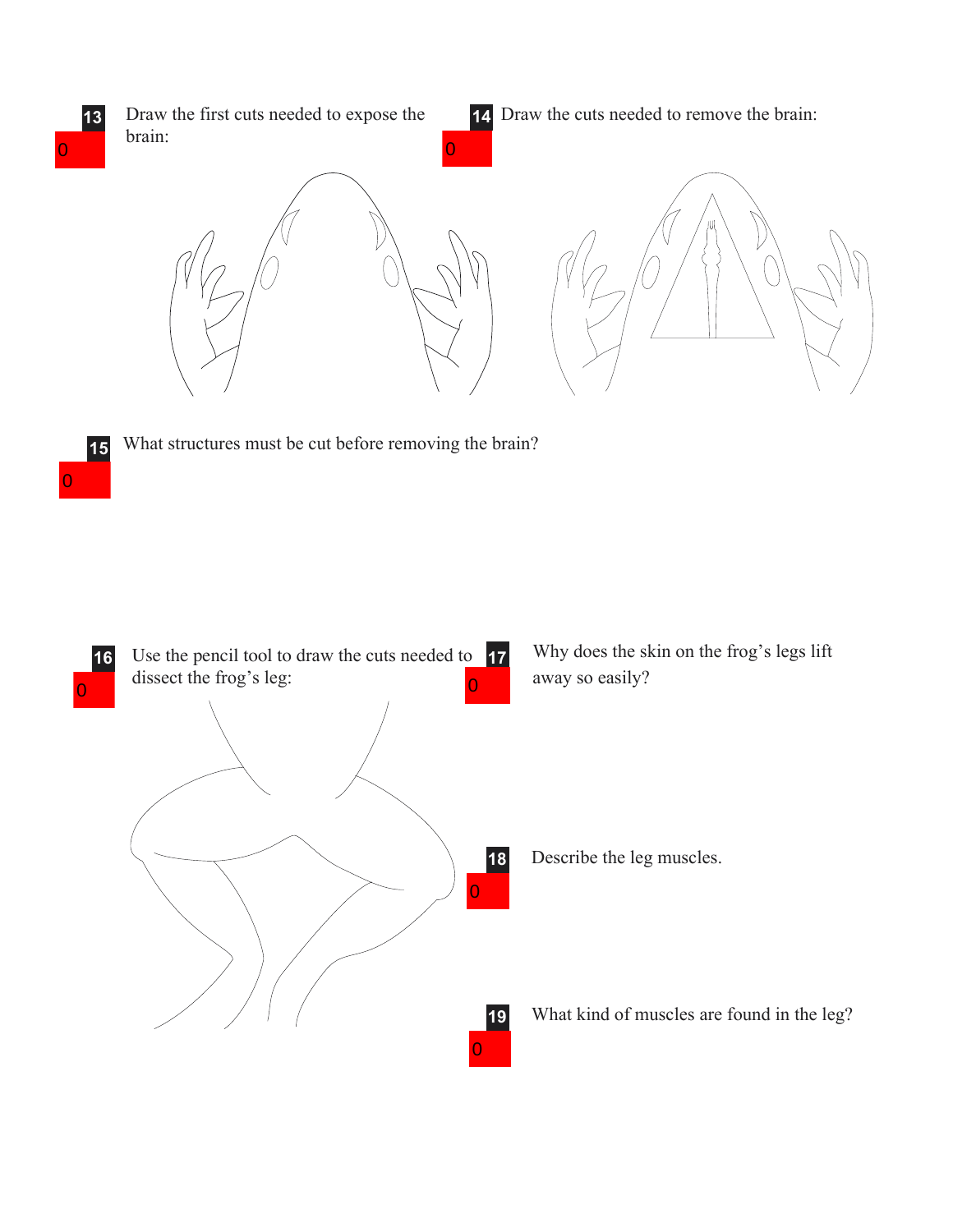**13** 0

Draw the first cuts needed to expose the brain:

**14** 0

Draw the cuts needed to remove the brain:

**15** 0

What structures must be cut before removing the brain?

**16** 0

Use the pencil tool to draw the cuts needed to dissect the frog's leg:

**17** 0

Why does the skin on the frog's legs lift away so easily?

**18** 0

Describe the leg muscles.

**19** 0

What kind of muscles are found in the leg?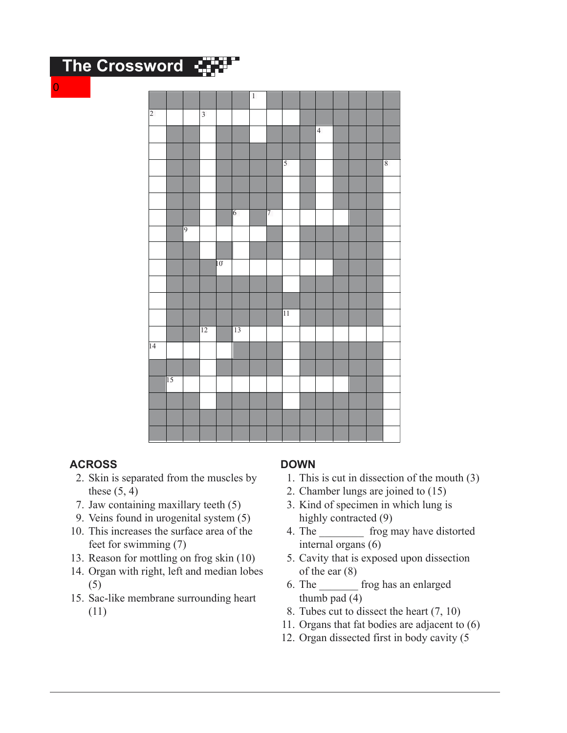## The Crossword

0

### ACROSS

2. Skin is separated from the muscles by these (5, 4)
7. Jaw containing maxillary teeth (5)
9. Veins found in urogenital system (5)
10. This increases the surface area of the feet for swimming (7)
13. Reason for mottling on frog skin (10)
14. Organ with right, left and median lobes (5)
15. Sac-like membrane surrounding heart (11)

### DOWN

1. This is cut in dissection of the mouth (3)
2. Chamber lungs are joined to (15)
3. Kind of specimen in which lung is highly contracted (9)
4. The ________ frog may have distorted internal organs (6)
5. Cavity that is exposed upon dissection of the ear (8)
6. The _______ frog has an enlarged thumb pad (4)
8. Tubes cut to dissect the heart (7, 10)
11. Organs that fat bodies are adjacent to (6)
12. Organ dissected first in body cavity (5